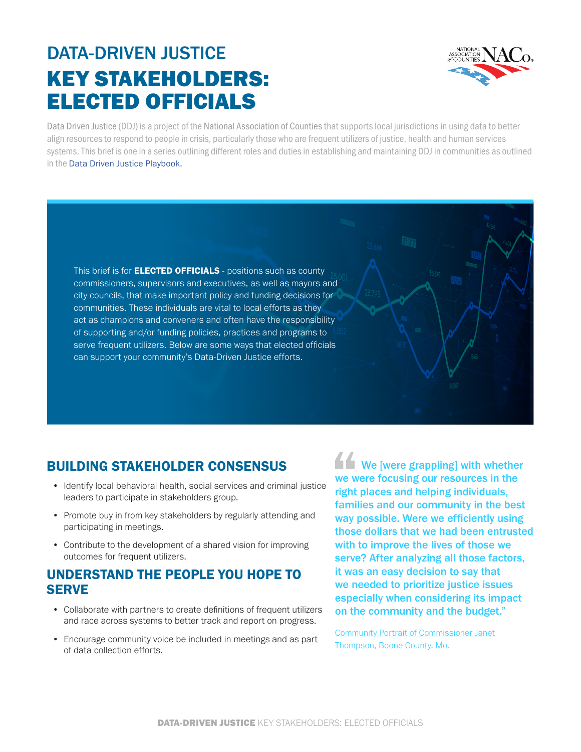# DATA-DRIVEN JUSTICE

# KEY STAKEHOLDERS: ELECTED OFFICIALS

Data Driven Justice (DDJ) is a project of the National Association of Counties that supports local jurisdictions in using data to better align resources to respond to people in crisis, particularly those who are frequent utilizers of justice, health and human services systems. This brief is one in a series outlining different roles and duties in establishing and maintaining DDJ in communities as outlined in the Data Driven Justice Playbook.

This brief is for **ELECTED OFFICIALS** - positions such as county commissioners, supervisors and executives, as well as mayors and city councils, that make important policy and funding decisions for communities. These individuals are vital to local efforts as they act as champions and conveners and often have the responsibility of supporting and/or funding policies, practices and programs to serve frequent utilizers. Below are some ways that elected officials can support your community's Data-Driven Justice efforts.

## BUILDING STAKEHOLDER CONSENSUS

- Identify local behavioral health, social services and criminal justice leaders to participate in stakeholders group.
- Promote buy in from key stakeholders by regularly attending and participating in meetings.
- Contribute to the development of a shared vision for improving outcomes for frequent utilizers.

## UNDERSTAND THE PEOPLE YOU HOPE TO SERVE

- Collaborate with partners to create definitions of frequent utilizers and race across systems to better track and report on progress.
- Encourage community voice be included in meetings and as part of data collection efforts.

> "We [were grappling] with whether we were focusing our resources in the right places and helping individuals, families and our community in the best way possible. Were we efficiently using those dollars that we had been entrusted with to improve the lives of those we serve? After analyzing all those factors, it was an easy decision to say that we needed to prioritize justice issues especially when considering its impact on the community and the budget."

Community Portrait of Commissioner Janet Thompson, Boone County, Mo.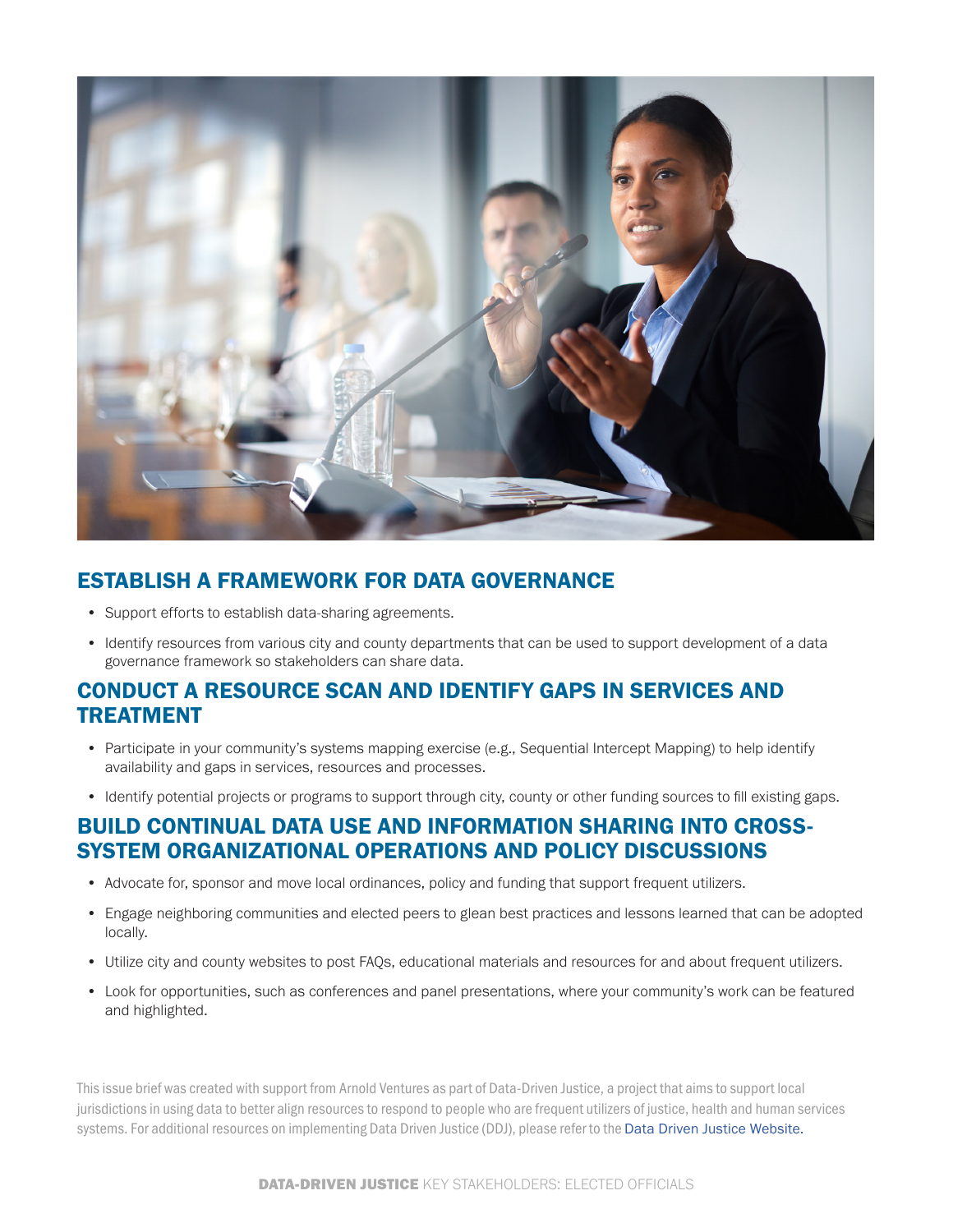## ESTABLISH A FRAMEWORK FOR DATA GOVERNANCE

- Support efforts to establish data-sharing agreements.
- Identify resources from various city and county departments that can be used to support development of a data governance framework so stakeholders can share data.

## CONDUCT A RESOURCE SCAN AND IDENTIFY GAPS IN SERVICES AND TREATMENT

- Participate in your community's systems mapping exercise (e.g., Sequential Intercept Mapping) to help identify availability and gaps in services, resources and processes.
- Identify potential projects or programs to support through city, county or other funding sources to fill existing gaps.

## BUILD CONTINUAL DATA USE AND INFORMATION SHARING INTO CROSS-SYSTEM ORGANIZATIONAL OPERATIONS AND POLICY DISCUSSIONS

- Advocate for, sponsor and move local ordinances, policy and funding that support frequent utilizers.
- Engage neighboring communities and elected peers to glean best practices and lessons learned that can be adopted locally.
- Utilize city and county websites to post FAQs, educational materials and resources for and about frequent utilizers.
- Look for opportunities, such as conferences and panel presentations, where your community's work can be featured and highlighted.

This issue brief was created with support from Arnold Ventures as part of Data-Driven Justice, a project that aims to support local jurisdictions in using data to better align resources to respond to people who are frequent utilizers of justice, health and human services systems. For additional resources on implementing Data Driven Justice (DDJ), please refer to the Data Driven Justice Website.